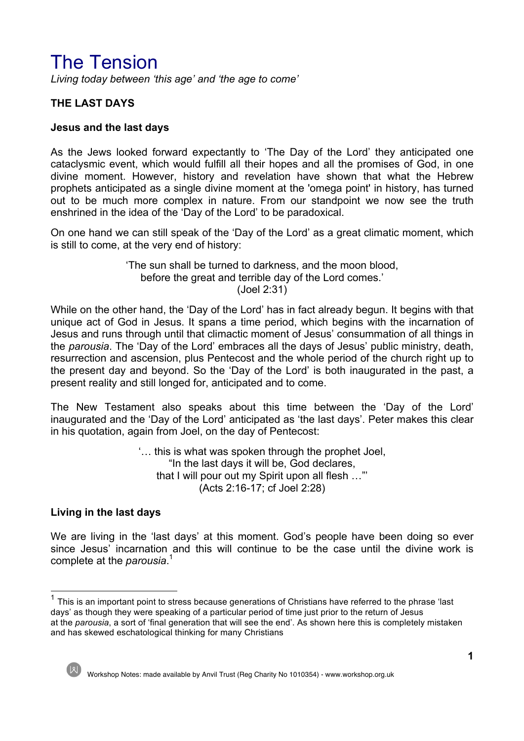# The Tension

*Living today between 'this age' and 'the age to come'*

## THE LAST DAYS

### Jesus and the last days

As the Jews looked forward expectantly to 'The Day of the Lord' they anticipated one cataclysmic event, which would fulfill all their hopes and all the promises of God, in one divine moment. However, history and revelation have shown that what the Hebrew prophets anticipated as a single divine moment at the 'omega point' in history, has turned out to be much more complex in nature. From our standpoint we now see the truth enshrined in the idea of the 'Day of the Lord' to be paradoxical.

On one hand we can still speak of the 'Day of the Lord' as a great climatic moment, which is still to come, at the very end of history:

> 'The sun shall be turned to darkness, and the moon blood,
> before the great and terrible day of the Lord comes.'
> (Joel 2:31)

While on the other hand, the 'Day of the Lord' has in fact already begun. It begins with that unique act of God in Jesus. It spans a time period, which begins with the incarnation of Jesus and runs through until that climactic moment of Jesus' consummation of all things in the *parousia*. The 'Day of the Lord' embraces all the days of Jesus' public ministry, death, resurrection and ascension, plus Pentecost and the whole period of the church right up to the present day and beyond. So the 'Day of the Lord' is both inaugurated in the past, a present reality and still longed for, anticipated and to come.

The New Testament also speaks about this time between the 'Day of the Lord' inaugurated and the 'Day of the Lord' anticipated as 'the last days'. Peter makes this clear in his quotation, again from Joel, on the day of Pentecost:

> '… this is what was spoken through the prophet Joel,
> "In the last days it will be, God declares,
> that I will pour out my Spirit upon all flesh …"'
> (Acts 2:16-17; cf Joel 2:28)

### Living in the last days

We are living in the 'last days' at this moment. God's people have been doing so ever since Jesus' incarnation and this will continue to be the case until the divine work is complete at the *parousia*.[1]

[1] This is an important point to stress because generations of Christians have referred to the phrase 'last days' as though they were speaking of a particular period of time just prior to the return of Jesus at the *parousia*, a sort of 'final generation that will see the end'. As shown here this is completely mistaken and has skewed eschatological thinking for many Christians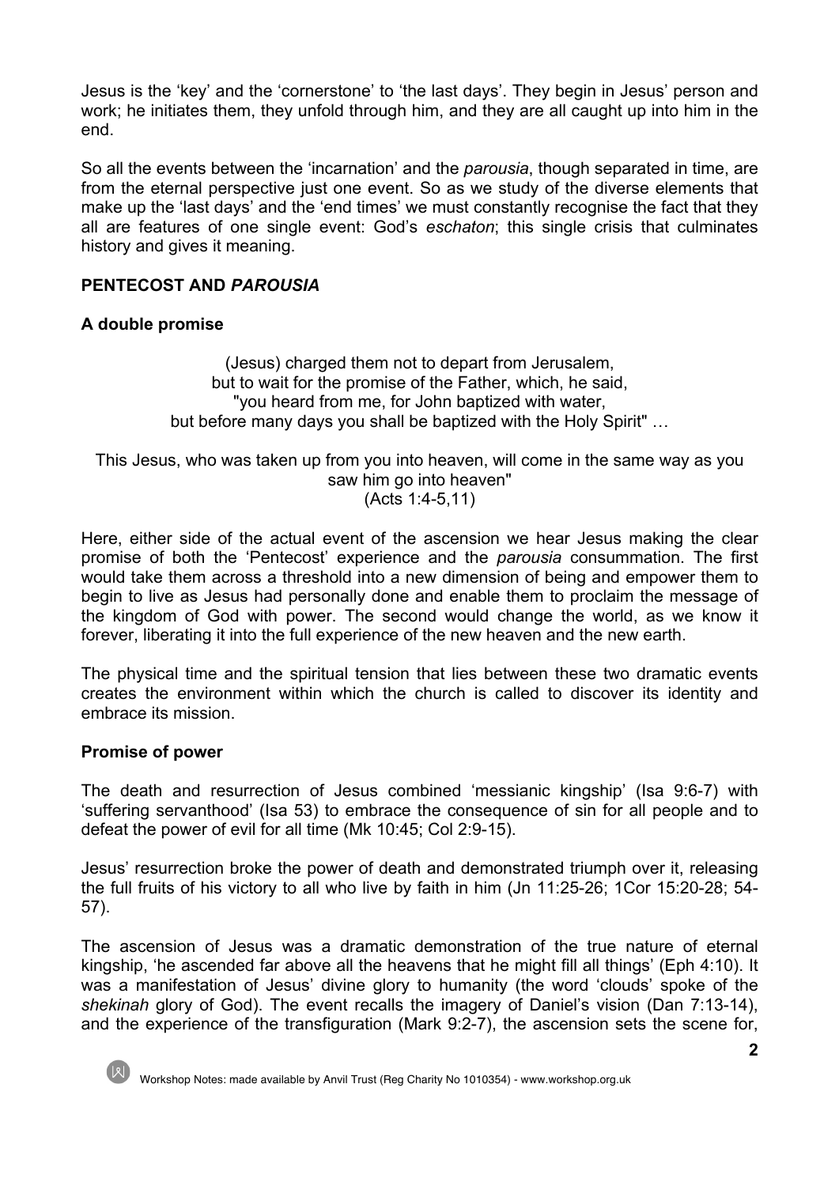Jesus is the 'key' and the 'cornerstone' to 'the last days'. They begin in Jesus' person and work; he initiates them, they unfold through him, and they are all caught up into him in the end.

So all the events between the 'incarnation' and the *parousia*, though separated in time, are from the eternal perspective just one event. So as we study of the diverse elements that make up the 'last days' and the 'end times' we must constantly recognise the fact that they all are features of one single event: God's *eschaton*; this single crisis that culminates history and gives it meaning.

## PENTECOST AND *PAROUSIA*

### A double promise

(Jesus) charged them not to depart from Jerusalem,
but to wait for the promise of the Father, which, he said,
"you heard from me, for John baptized with water,
but before many days you shall be baptized with the Holy Spirit" …

This Jesus, who was taken up from you into heaven, will come in the same way as you saw him go into heaven"
(Acts 1:4-5,11)

Here, either side of the actual event of the ascension we hear Jesus making the clear promise of both the 'Pentecost' experience and the *parousia* consummation. The first would take them across a threshold into a new dimension of being and empower them to begin to live as Jesus had personally done and enable them to proclaim the message of the kingdom of God with power. The second would change the world, as we know it forever, liberating it into the full experience of the new heaven and the new earth.

The physical time and the spiritual tension that lies between these two dramatic events creates the environment within which the church is called to discover its identity and embrace its mission.

### Promise of power

The death and resurrection of Jesus combined 'messianic kingship' (Isa 9:6-7) with 'suffering servanthood' (Isa 53) to embrace the consequence of sin for all people and to defeat the power of evil for all time (Mk 10:45; Col 2:9-15).

Jesus' resurrection broke the power of death and demonstrated triumph over it, releasing the full fruits of his victory to all who live by faith in him (Jn 11:25-26; 1Cor 15:20-28; 54-57).

The ascension of Jesus was a dramatic demonstration of the true nature of eternal kingship, 'he ascended far above all the heavens that he might fill all things' (Eph 4:10). It was a manifestation of Jesus' divine glory to humanity (the word 'clouds' spoke of the *shekinah* glory of God). The event recalls the imagery of Daniel's vision (Dan 7:13-14), and the experience of the transfiguration (Mark 9:2-7), the ascension sets the scene for,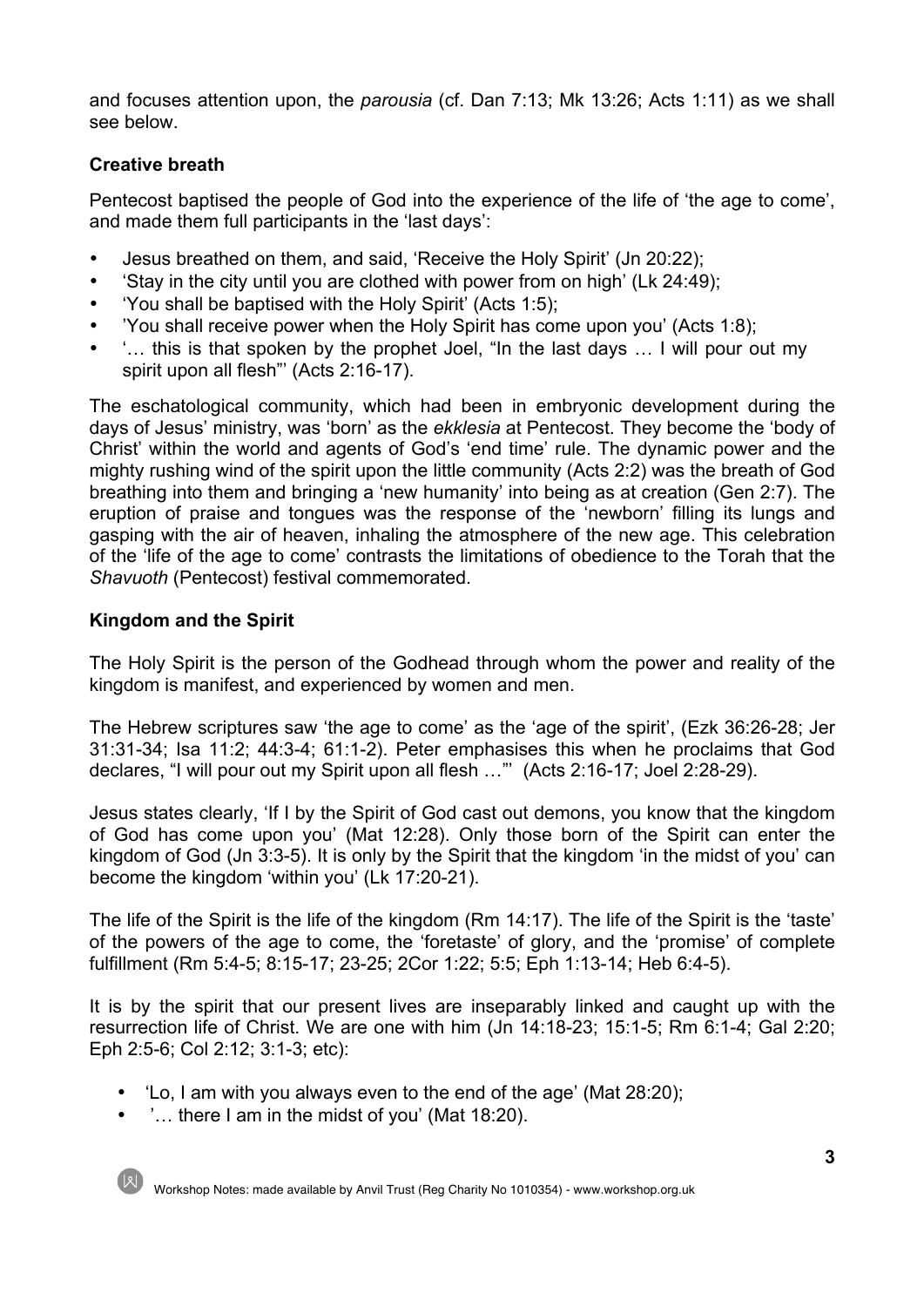and focuses attention upon, the *parousia* (cf. Dan 7:13; Mk 13:26; Acts 1:11) as we shall see below.

### Creative breath

Pentecost baptised the people of God into the experience of the life of 'the age to come', and made them full participants in the 'last days':

- Jesus breathed on them, and said, 'Receive the Holy Spirit' (Jn 20:22);
- 'Stay in the city until you are clothed with power from on high' (Lk 24:49);
- 'You shall be baptised with the Holy Spirit' (Acts 1:5);
- 'You shall receive power when the Holy Spirit has come upon you' (Acts 1:8);
- '… this is that spoken by the prophet Joel, "In the last days … I will pour out my spirit upon all flesh"' (Acts 2:16-17).

The eschatological community, which had been in embryonic development during the days of Jesus' ministry, was 'born' as the *ekklesia* at Pentecost. They become the 'body of Christ' within the world and agents of God's 'end time' rule. The dynamic power and the mighty rushing wind of the spirit upon the little community (Acts 2:2) was the breath of God breathing into them and bringing a 'new humanity' into being as at creation (Gen 2:7). The eruption of praise and tongues was the response of the 'newborn' filling its lungs and gasping with the air of heaven, inhaling the atmosphere of the new age. This celebration of the 'life of the age to come' contrasts the limitations of obedience to the Torah that the *Shavuoth* (Pentecost) festival commemorated.

### Kingdom and the Spirit

The Holy Spirit is the person of the Godhead through whom the power and reality of the kingdom is manifest, and experienced by women and men.

The Hebrew scriptures saw 'the age to come' as the 'age of the spirit', (Ezk 36:26-28; Jer 31:31-34; Isa 11:2; 44:3-4; 61:1-2). Peter emphasises this when he proclaims that God declares, "I will pour out my Spirit upon all flesh …"' (Acts 2:16-17; Joel 2:28-29).

Jesus states clearly, 'If I by the Spirit of God cast out demons, you know that the kingdom of God has come upon you' (Mat 12:28). Only those born of the Spirit can enter the kingdom of God (Jn 3:3-5). It is only by the Spirit that the kingdom 'in the midst of you' can become the kingdom 'within you' (Lk 17:20-21).

The life of the Spirit is the life of the kingdom (Rm 14:17). The life of the Spirit is the 'taste' of the powers of the age to come, the 'foretaste' of glory, and the 'promise' of complete fulfillment (Rm 5:4-5; 8:15-17; 23-25; 2Cor 1:22; 5:5; Eph 1:13-14; Heb 6:4-5).

It is by the spirit that our present lives are inseparably linked and caught up with the resurrection life of Christ. We are one with him (Jn 14:18-23; 15:1-5; Rm 6:1-4; Gal 2:20; Eph 2:5-6; Col 2:12; 3:1-3; etc):

- 'Lo, I am with you always even to the end of the age' (Mat 28:20);
- '… there I am in the midst of you' (Mat 18:20).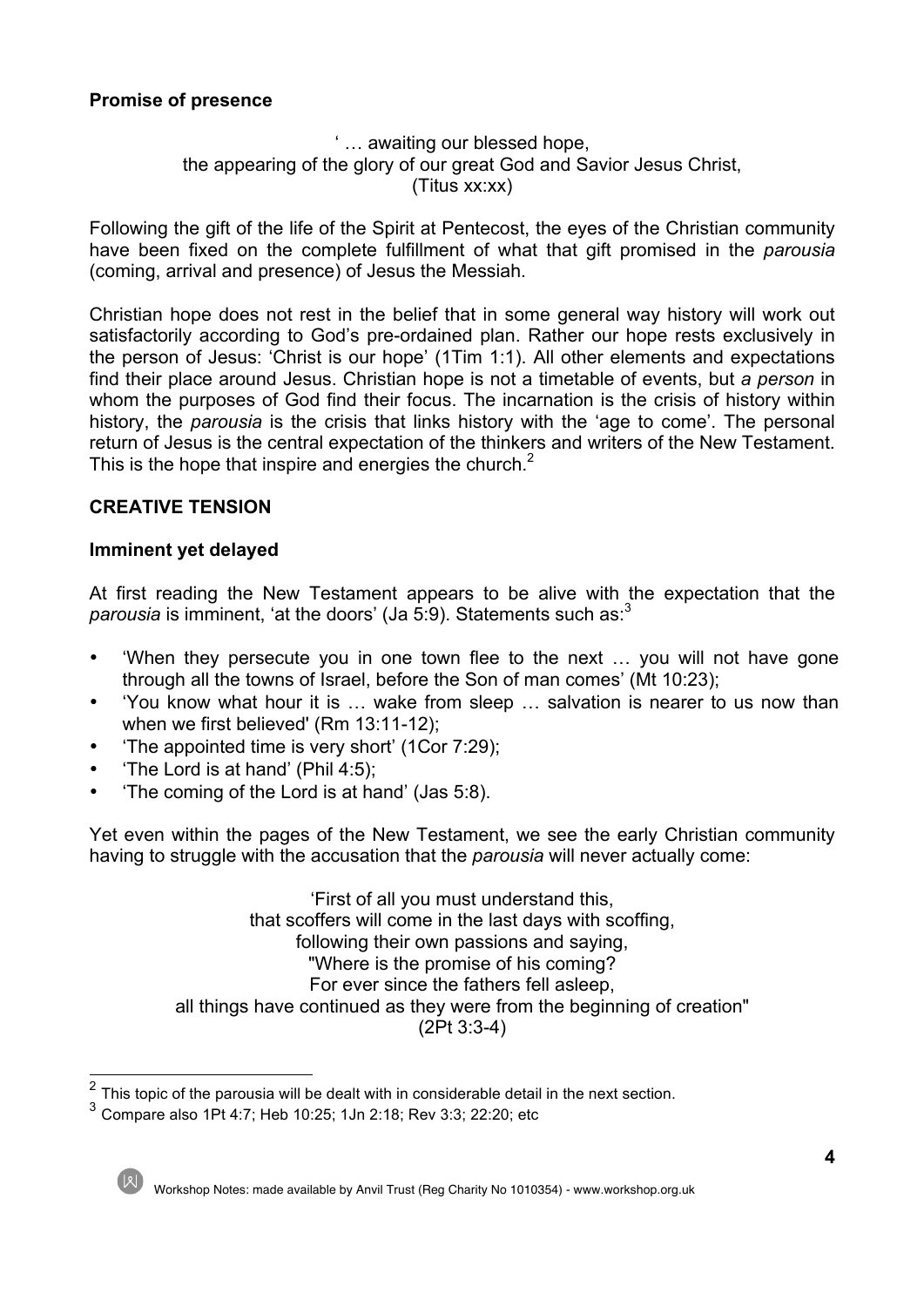**Promise of presence**

' … awaiting our blessed hope,
the appearing of the glory of our great God and Savior Jesus Christ,
(Titus xx:xx)

Following the gift of the life of the Spirit at Pentecost, the eyes of the Christian community have been fixed on the complete fulfillment of what that gift promised in the *parousia* (coming, arrival and presence) of Jesus the Messiah.

Christian hope does not rest in the belief that in some general way history will work out satisfactorily according to God's pre-ordained plan. Rather our hope rests exclusively in the person of Jesus: 'Christ is our hope' (1Tim 1:1). All other elements and expectations find their place around Jesus. Christian hope is not a timetable of events, but *a person* in whom the purposes of God find their focus. The incarnation is the crisis of history within history, the *parousia* is the crisis that links history with the 'age to come'. The personal return of Jesus is the central expectation of the thinkers and writers of the New Testament. This is the hope that inspire and energies the church.[2]

## CREATIVE TENSION

### Imminent yet delayed

At first reading the New Testament appears to be alive with the expectation that the *parousia* is imminent, 'at the doors' (Ja 5:9). Statements such as:[3]

- 'When they persecute you in one town flee to the next … you will not have gone through all the towns of Israel, before the Son of man comes' (Mt 10:23);
- 'You know what hour it is … wake from sleep … salvation is nearer to us now than when we first believed' (Rm 13:11-12);
- 'The appointed time is very short' (1Cor 7:29);
- 'The Lord is at hand' (Phil 4:5);
- 'The coming of the Lord is at hand' (Jas 5:8).

Yet even within the pages of the New Testament, we see the early Christian community having to struggle with the accusation that the *parousia* will never actually come:

'First of all you must understand this,
that scoffers will come in the last days with scoffing,
following their own passions and saying,
"Where is the promise of his coming?
For ever since the fathers fell asleep,
all things have continued as they were from the beginning of creation"
(2Pt 3:3-4)

---

[2] This topic of the parousia will be dealt with in considerable detail in the next section.

[3] Compare also 1Pt 4:7; Heb 10:25; 1Jn 2:18; Rev 3:3; 22:20; etc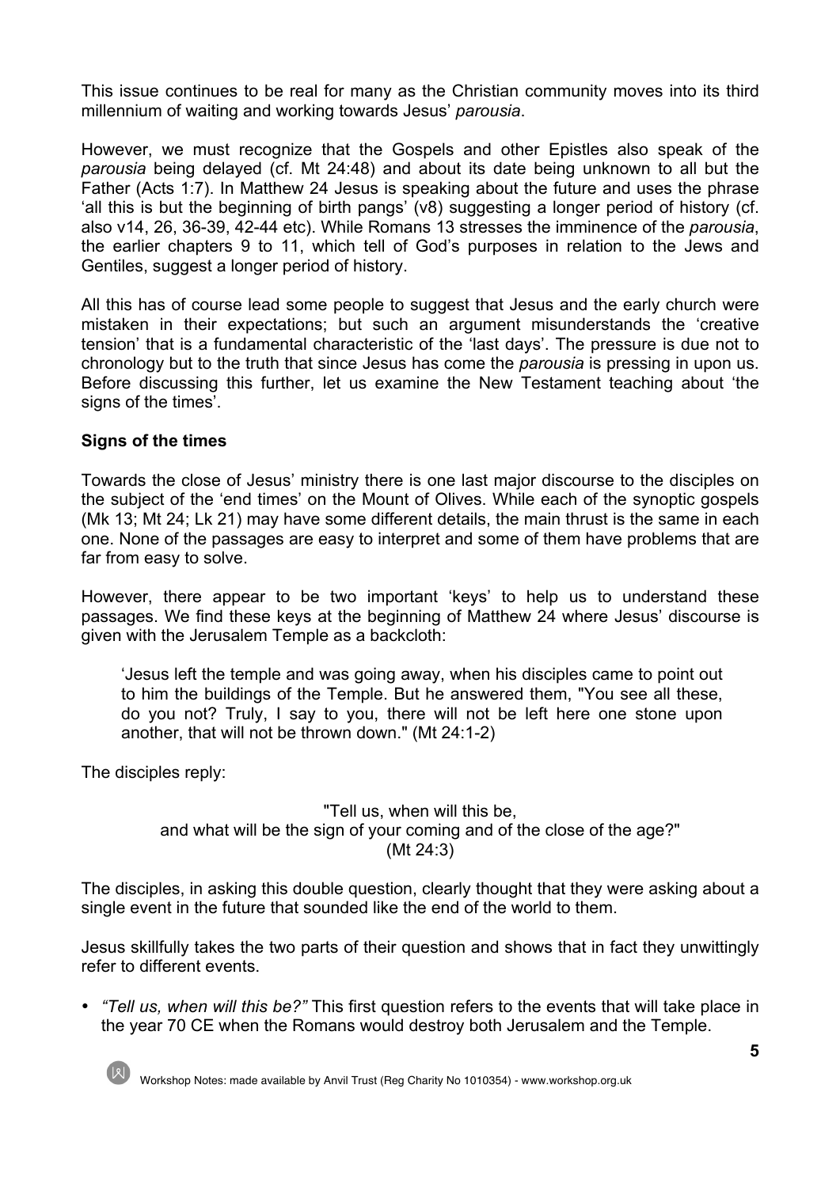This issue continues to be real for many as the Christian community moves into its third millennium of waiting and working towards Jesus' *parousia*.

However, we must recognize that the Gospels and other Epistles also speak of the *parousia* being delayed (cf. Mt 24:48) and about its date being unknown to all but the Father (Acts 1:7). In Matthew 24 Jesus is speaking about the future and uses the phrase 'all this is but the beginning of birth pangs' (v8) suggesting a longer period of history (cf. also v14, 26, 36-39, 42-44 etc). While Romans 13 stresses the imminence of the *parousia*, the earlier chapters 9 to 11, which tell of God's purposes in relation to the Jews and Gentiles, suggest a longer period of history.

All this has of course lead some people to suggest that Jesus and the early church were mistaken in their expectations; but such an argument misunderstands the 'creative tension' that is a fundamental characteristic of the 'last days'. The pressure is due not to chronology but to the truth that since Jesus has come the *parousia* is pressing in upon us. Before discussing this further, let us examine the New Testament teaching about 'the signs of the times'.

**Signs of the times**

Towards the close of Jesus' ministry there is one last major discourse to the disciples on the subject of the 'end times' on the Mount of Olives. While each of the synoptic gospels (Mk 13; Mt 24; Lk 21) may have some different details, the main thrust is the same in each one. None of the passages are easy to interpret and some of them have problems that are far from easy to solve.

However, there appear to be two important 'keys' to help us to understand these passages. We find these keys at the beginning of Matthew 24 where Jesus' discourse is given with the Jerusalem Temple as a backcloth:

> 'Jesus left the temple and was going away, when his disciples came to point out to him the buildings of the Temple. But he answered them, "You see all these, do you not? Truly, I say to you, there will not be left here one stone upon another, that will not be thrown down." (Mt 24:1-2)

The disciples reply:

> "Tell us, when will this be,
> and what will be the sign of your coming and of the close of the age?"
> (Mt 24:3)

The disciples, in asking this double question, clearly thought that they were asking about a single event in the future that sounded like the end of the world to them.

Jesus skillfully takes the two parts of their question and shows that in fact they unwittingly refer to different events.

- *"Tell us, when will this be?"* This first question refers to the events that will take place in the year 70 CE when the Romans would destroy both Jerusalem and the Temple.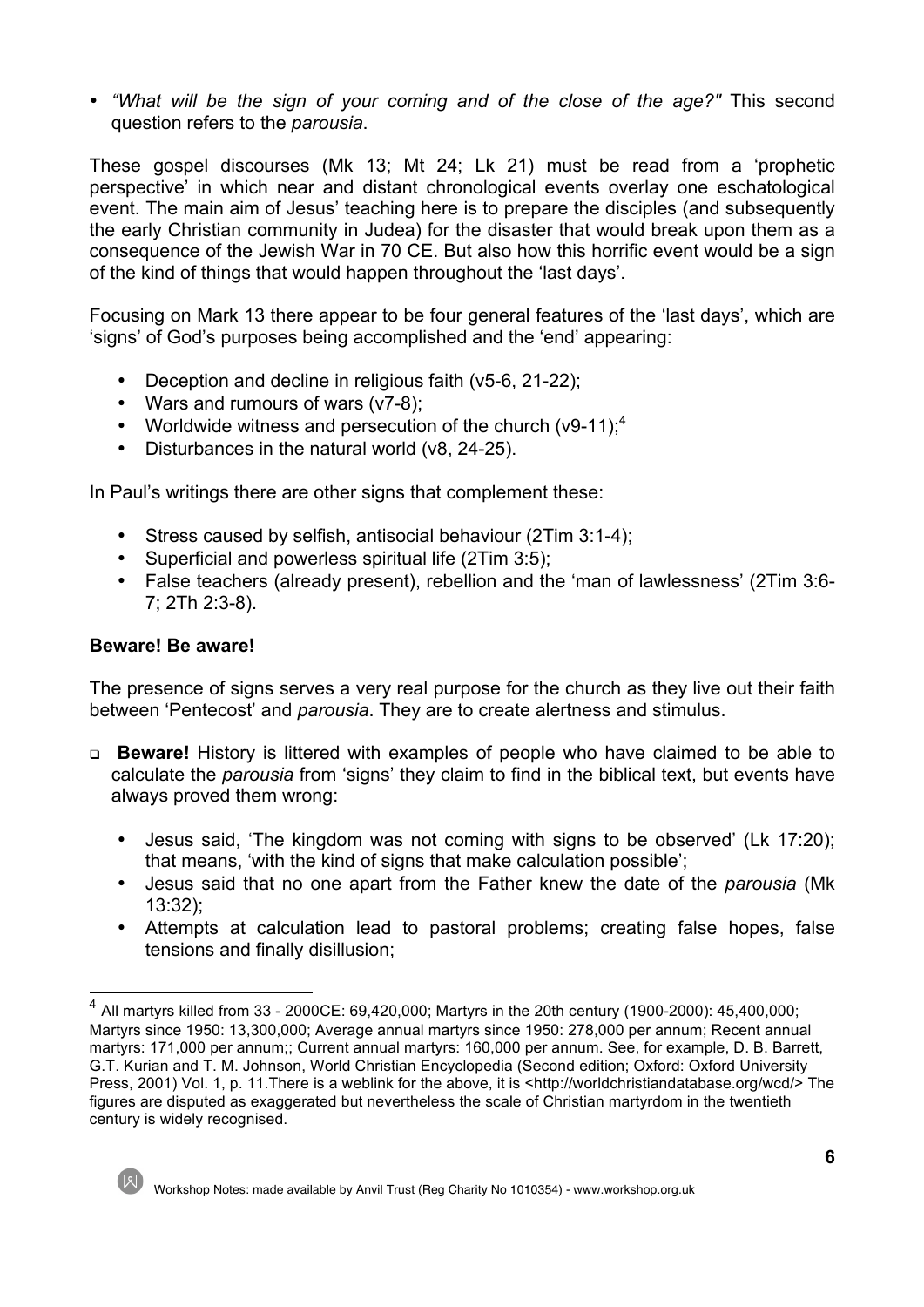- *"What will be the sign of your coming and of the close of the age?"* This second question refers to the *parousia*.

These gospel discourses (Mk 13; Mt 24; Lk 21) must be read from a 'prophetic perspective' in which near and distant chronological events overlay one eschatological event. The main aim of Jesus' teaching here is to prepare the disciples (and subsequently the early Christian community in Judea) for the disaster that would break upon them as a consequence of the Jewish War in 70 CE. But also how this horrific event would be a sign of the kind of things that would happen throughout the 'last days'.

Focusing on Mark 13 there appear to be four general features of the 'last days', which are 'signs' of God's purposes being accomplished and the 'end' appearing:

- Deception and decline in religious faith (v5-6, 21-22);
- Wars and rumours of wars (v7-8);
- Worldwide witness and persecution of the church (v9-11);[4]
- Disturbances in the natural world (v8, 24-25).

In Paul's writings there are other signs that complement these:

- Stress caused by selfish, antisocial behaviour (2Tim 3:1-4);
- Superficial and powerless spiritual life (2Tim 3:5);
- False teachers (already present), rebellion and the 'man of lawlessness' (2Tim 3:6-7; 2Th 2:3-8).

**Beware! Be aware!**

The presence of signs serves a very real purpose for the church as they live out their faith between 'Pentecost' and *parousia*. They are to create alertness and stimulus.

- **Beware!** History is littered with examples of people who have claimed to be able to calculate the *parousia* from 'signs' they claim to find in the biblical text, but events have always proved them wrong:
  - Jesus said, 'The kingdom was not coming with signs to be observed' (Lk 17:20); that means, 'with the kind of signs that make calculation possible';
  - Jesus said that no one apart from the Father knew the date of the *parousia* (Mk 13:32);
  - Attempts at calculation lead to pastoral problems; creating false hopes, false tensions and finally disillusion;

---

[4] All martyrs killed from 33 - 2000CE: 69,420,000; Martyrs in the 20th century (1900-2000): 45,400,000; Martyrs since 1950: 13,300,000; Average annual martyrs since 1950: 278,000 per annum; Recent annual martyrs: 171,000 per annum;; Current annual martyrs: 160,000 per annum. See, for example, D. B. Barrett, G.T. Kurian and T. M. Johnson, World Christian Encyclopedia (Second edition; Oxford: Oxford University Press, 2001) Vol. 1, p. 11.There is a weblink for the above, it is <http://worldchristiandatabase.org/wcd/> The figures are disputed as exaggerated but nevertheless the scale of Christian martyrdom in the twentieth century is widely recognised.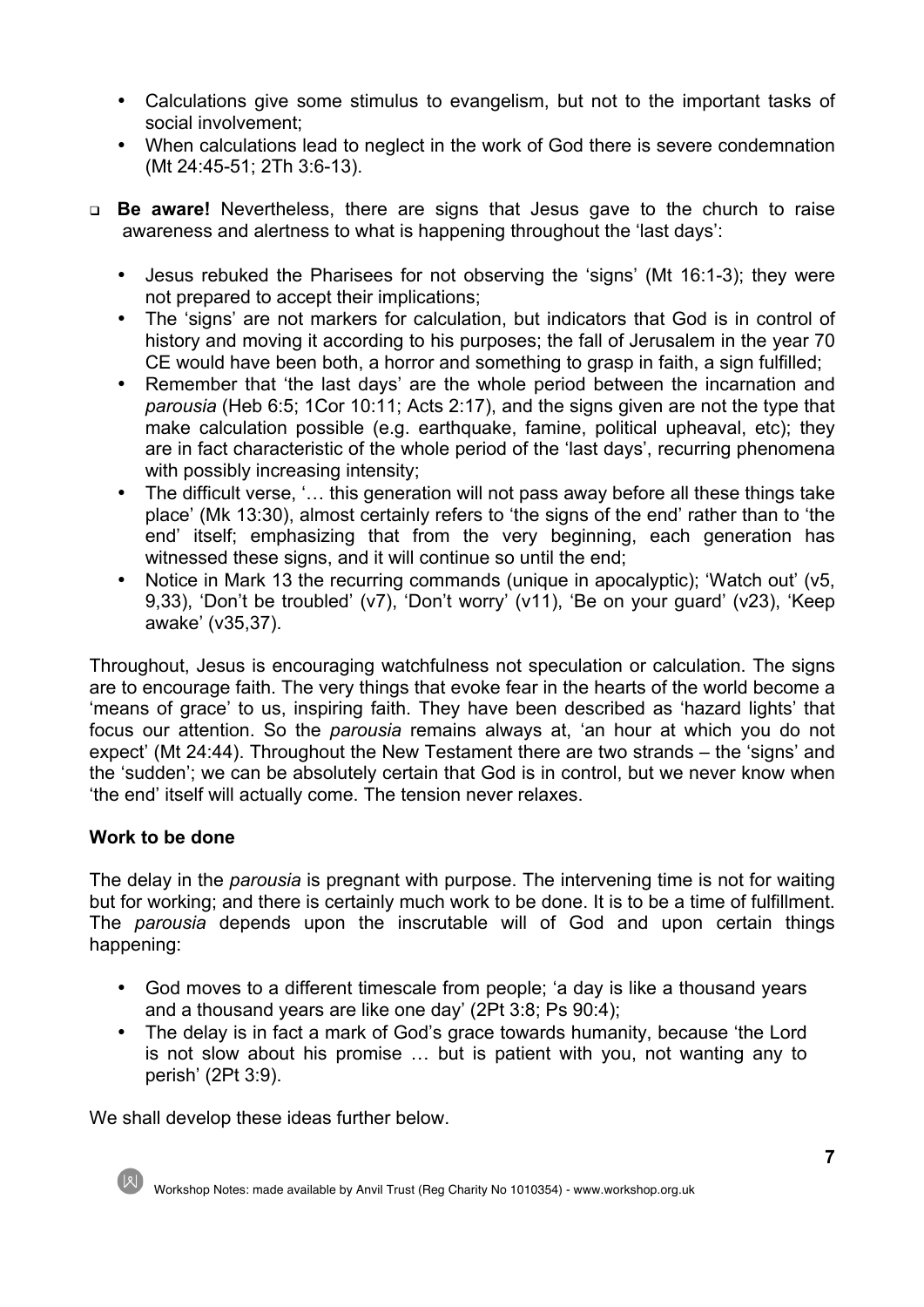- Calculations give some stimulus to evangelism, but not to the important tasks of social involvement;
- When calculations lead to neglect in the work of God there is severe condemnation (Mt 24:45-51; 2Th 3:6-13).

- **Be aware!** Nevertheless, there are signs that Jesus gave to the church to raise awareness and alertness to what is happening throughout the 'last days':

  - Jesus rebuked the Pharisees for not observing the 'signs' (Mt 16:1-3); they were not prepared to accept their implications;
  - The 'signs' are not markers for calculation, but indicators that God is in control of history and moving it according to his purposes; the fall of Jerusalem in the year 70 CE would have been both, a horror and something to grasp in faith, a sign fulfilled;
  - Remember that 'the last days' are the whole period between the incarnation and *parousia* (Heb 6:5; 1Cor 10:11; Acts 2:17), and the signs given are not the type that make calculation possible (e.g. earthquake, famine, political upheaval, etc); they are in fact characteristic of the whole period of the 'last days', recurring phenomena with possibly increasing intensity;
  - The difficult verse, '… this generation will not pass away before all these things take place' (Mk 13:30), almost certainly refers to 'the signs of the end' rather than to 'the end' itself; emphasizing that from the very beginning, each generation has witnessed these signs, and it will continue so until the end;
  - Notice in Mark 13 the recurring commands (unique in apocalyptic); 'Watch out' (v5, 9,33), 'Don't be troubled' (v7), 'Don't worry' (v11), 'Be on your guard' (v23), 'Keep awake' (v35,37).

Throughout, Jesus is encouraging watchfulness not speculation or calculation. The signs are to encourage faith. The very things that evoke fear in the hearts of the world become a 'means of grace' to us, inspiring faith. They have been described as 'hazard lights' that focus our attention. So the *parousia* remains always at, 'an hour at which you do not expect' (Mt 24:44). Throughout the New Testament there are two strands – the 'signs' and the 'sudden'; we can be absolutely certain that God is in control, but we never know when 'the end' itself will actually come. The tension never relaxes.

**Work to be done**

The delay in the *parousia* is pregnant with purpose. The intervening time is not for waiting but for working; and there is certainly much work to be done. It is to be a time of fulfillment. The *parousia* depends upon the inscrutable will of God and upon certain things happening:

- God moves to a different timescale from people; 'a day is like a thousand years and a thousand years are like one day' (2Pt 3:8; Ps 90:4);
- The delay is in fact a mark of God's grace towards humanity, because 'the Lord is not slow about his promise … but is patient with you, not wanting any to perish' (2Pt 3:9).

We shall develop these ideas further below.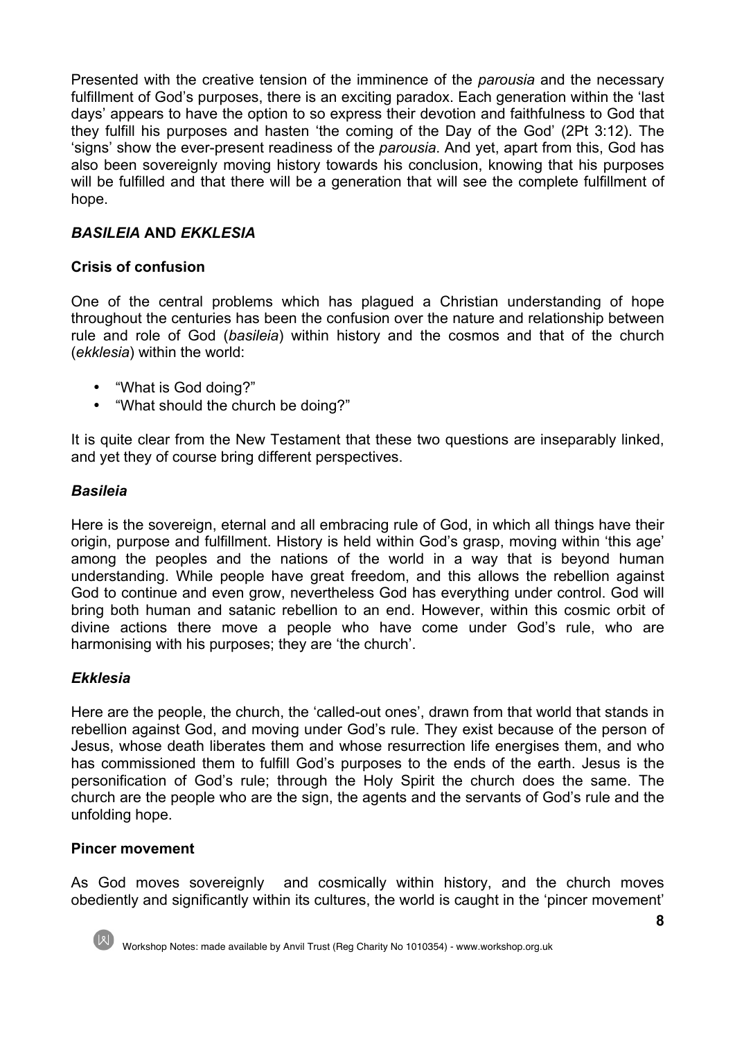Presented with the creative tension of the imminence of the *parousia* and the necessary fulfillment of God's purposes, there is an exciting paradox. Each generation within the 'last days' appears to have the option to so express their devotion and faithfulness to God that they fulfill his purposes and hasten 'the coming of the Day of the God' (2Pt 3:12). The 'signs' show the ever-present readiness of the *parousia*. And yet, apart from this, God has also been sovereignly moving history towards his conclusion, knowing that his purposes will be fulfilled and that there will be a generation that will see the complete fulfillment of hope.

## *BASILEIA* AND *EKKLESIA*

### Crisis of confusion

One of the central problems which has plagued a Christian understanding of hope throughout the centuries has been the confusion over the nature and relationship between rule and role of God (*basileia*) within history and the cosmos and that of the church (*ekklesia*) within the world:

- "What is God doing?"
- "What should the church be doing?"

It is quite clear from the New Testament that these two questions are inseparably linked, and yet they of course bring different perspectives.

### *Basileia*

Here is the sovereign, eternal and all embracing rule of God, in which all things have their origin, purpose and fulfillment. History is held within God's grasp, moving within 'this age' among the peoples and the nations of the world in a way that is beyond human understanding. While people have great freedom, and this allows the rebellion against God to continue and even grow, nevertheless God has everything under control. God will bring both human and satanic rebellion to an end. However, within this cosmic orbit of divine actions there move a people who have come under God's rule, who are harmonising with his purposes; they are 'the church'.

### *Ekklesia*

Here are the people, the church, the 'called-out ones', drawn from that world that stands in rebellion against God, and moving under God's rule. They exist because of the person of Jesus, whose death liberates them and whose resurrection life energises them, and who has commissioned them to fulfill God's purposes to the ends of the earth. Jesus is the personification of God's rule; through the Holy Spirit the church does the same. The church are the people who are the sign, the agents and the servants of God's rule and the unfolding hope.

### Pincer movement

As God moves sovereignly and cosmically within history, and the church moves obediently and significantly within its cultures, the world is caught in the 'pincer movement'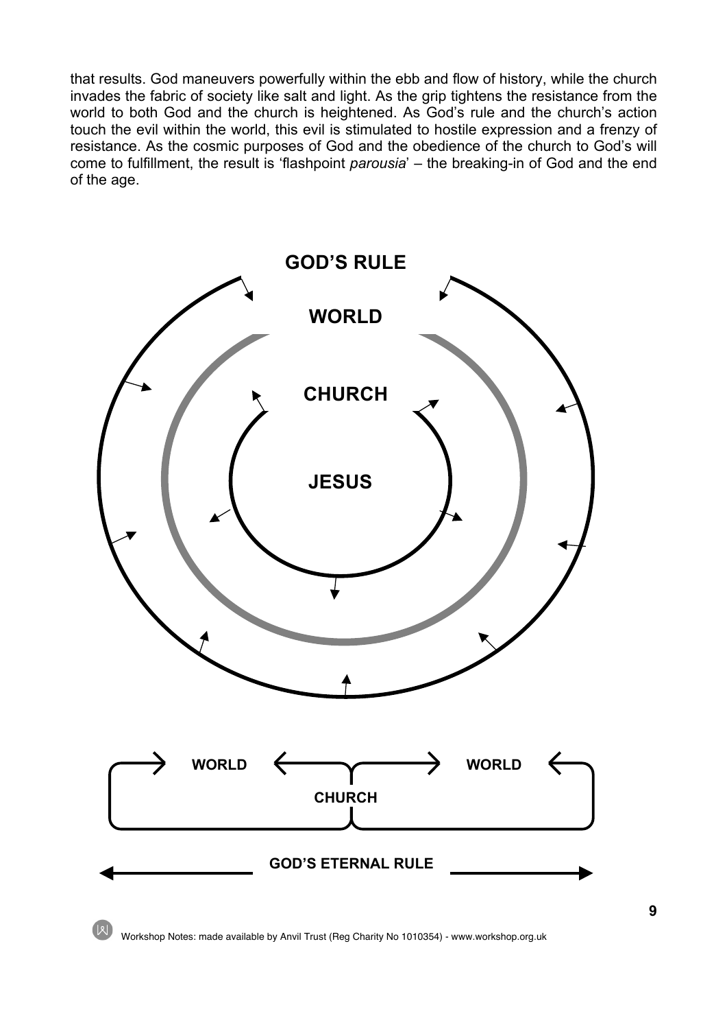that results. God maneuvers powerfully within the ebb and flow of history, while the church invades the fabric of society like salt and light. As the grip tightens the resistance from the world to both God and the church is heightened. As God's rule and the church's action touch the evil within the world, this evil is stimulated to hostile expression and a frenzy of resistance. As the cosmic purposes of God and the obedience of the church to God's will come to fulfillment, the result is 'flashpoint *parousia*' – the breaking-in of God and the end of the age.

**GOD'S RULE**

**WORLD**

**CHURCH**

**JESUS**

**WORLD** **CHURCH** **WORLD**

**GOD'S ETERNAL RULE**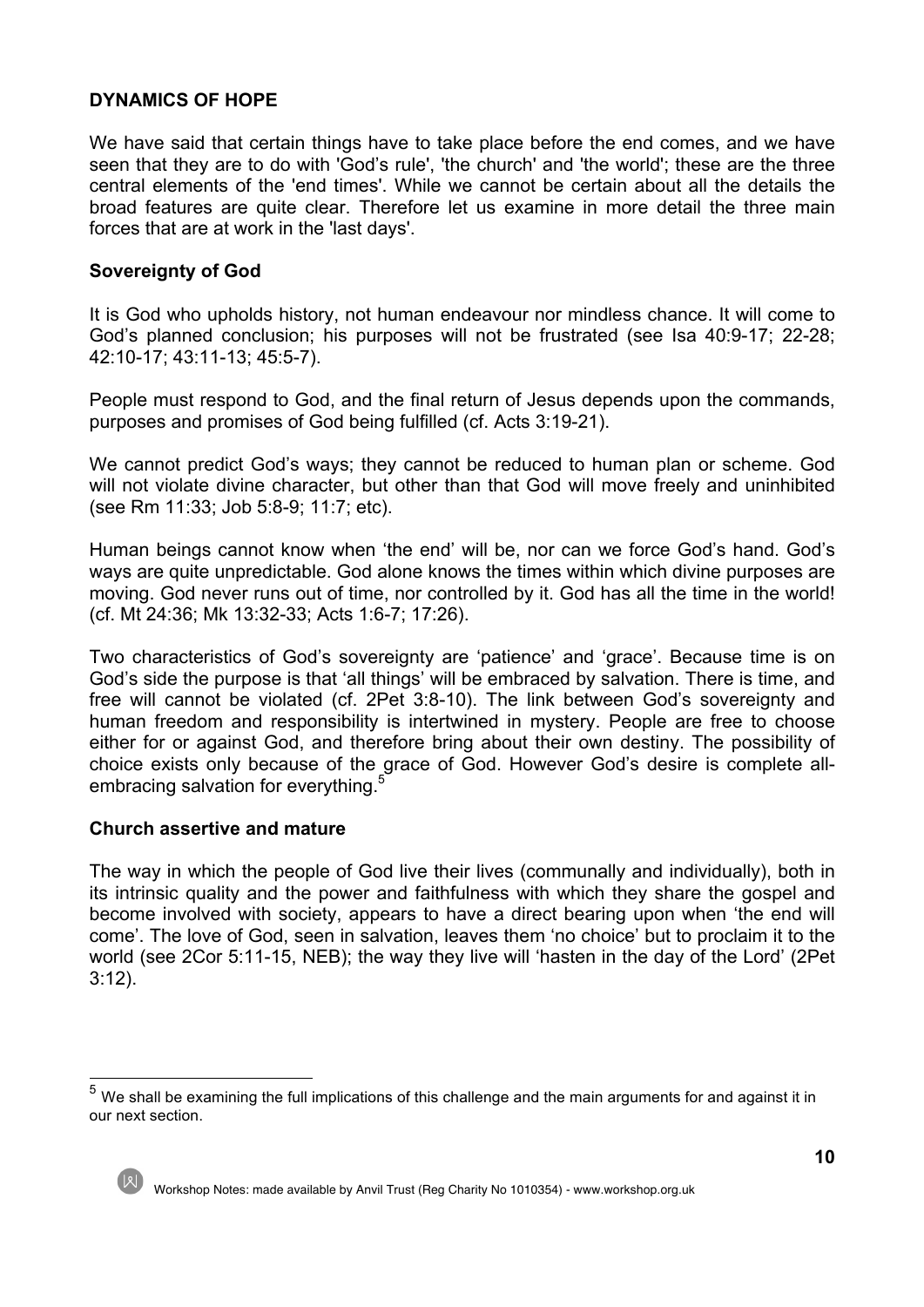**DYNAMICS OF HOPE**

We have said that certain things have to take place before the end comes, and we have seen that they are to do with 'God's rule', 'the church' and 'the world'; these are the three central elements of the 'end times'. While we cannot be certain about all the details the broad features are quite clear. Therefore let us examine in more detail the three main forces that are at work in the 'last days'.

**Sovereignty of God**

It is God who upholds history, not human endeavour nor mindless chance. It will come to God's planned conclusion; his purposes will not be frustrated (see Isa 40:9-17; 22-28; 42:10-17; 43:11-13; 45:5-7).

People must respond to God, and the final return of Jesus depends upon the commands, purposes and promises of God being fulfilled (cf. Acts 3:19-21).

We cannot predict God's ways; they cannot be reduced to human plan or scheme. God will not violate divine character, but other than that God will move freely and uninhibited (see Rm 11:33; Job 5:8-9; 11:7; etc).

Human beings cannot know when 'the end' will be, nor can we force God's hand. God's ways are quite unpredictable. God alone knows the times within which divine purposes are moving. God never runs out of time, nor controlled by it. God has all the time in the world! (cf. Mt 24:36; Mk 13:32-33; Acts 1:6-7; 17:26).

Two characteristics of God's sovereignty are 'patience' and 'grace'. Because time is on God's side the purpose is that 'all things' will be embraced by salvation. There is time, and free will cannot be violated (cf. 2Pet 3:8-10). The link between God's sovereignty and human freedom and responsibility is intertwined in mystery. People are free to choose either for or against God, and therefore bring about their own destiny. The possibility of choice exists only because of the grace of God. However God's desire is complete all-embracing salvation for everything.[5]

**Church assertive and mature**

The way in which the people of God live their lives (communally and individually), both in its intrinsic quality and the power and faithfulness with which they share the gospel and become involved with society, appears to have a direct bearing upon when 'the end will come'. The love of God, seen in salvation, leaves them 'no choice' but to proclaim it to the world (see 2Cor 5:11-15, NEB); the way they live will 'hasten in the day of the Lord' (2Pet 3:12).

---

[5] We shall be examining the full implications of this challenge and the main arguments for and against it in our next section.

Workshop Notes: made available by Anvil Trust (Reg Charity No 1010354) - www.workshop.org.uk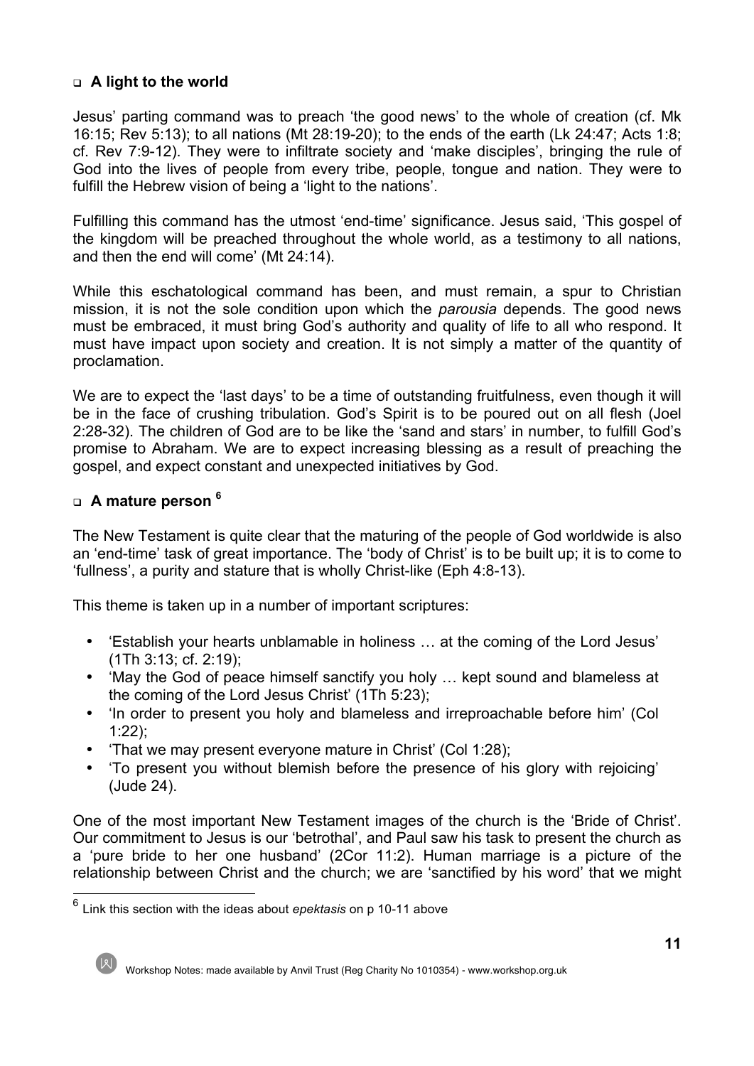- **A light to the world**

Jesus' parting command was to preach 'the good news' to the whole of creation (cf. Mk 16:15; Rev 5:13); to all nations (Mt 28:19-20); to the ends of the earth (Lk 24:47; Acts 1:8; cf. Rev 7:9-12). They were to infiltrate society and 'make disciples', bringing the rule of God into the lives of people from every tribe, people, tongue and nation. They were to fulfill the Hebrew vision of being a 'light to the nations'.

Fulfilling this command has the utmost 'end-time' significance. Jesus said, 'This gospel of the kingdom will be preached throughout the whole world, as a testimony to all nations, and then the end will come' (Mt 24:14).

While this eschatological command has been, and must remain, a spur to Christian mission, it is not the sole condition upon which the *parousia* depends. The good news must be embraced, it must bring God's authority and quality of life to all who respond. It must have impact upon society and creation. It is not simply a matter of the quantity of proclamation.

We are to expect the 'last days' to be a time of outstanding fruitfulness, even though it will be in the face of crushing tribulation. God's Spirit is to be poured out on all flesh (Joel 2:28-32). The children of God are to be like the 'sand and stars' in number, to fulfill God's promise to Abraham. We are to expect increasing blessing as a result of preaching the gospel, and expect constant and unexpected initiatives by God.

- **A mature person [6]**

The New Testament is quite clear that the maturing of the people of God worldwide is also an 'end-time' task of great importance. The 'body of Christ' is to be built up; it is to come to 'fullness', a purity and stature that is wholly Christ-like (Eph 4:8-13).

This theme is taken up in a number of important scriptures:

- 'Establish your hearts unblamable in holiness … at the coming of the Lord Jesus' (1Th 3:13; cf. 2:19);
- 'May the God of peace himself sanctify you holy … kept sound and blameless at the coming of the Lord Jesus Christ' (1Th 5:23);
- 'In order to present you holy and blameless and irreproachable before him' (Col 1:22);
- 'That we may present everyone mature in Christ' (Col 1:28);
- 'To present you without blemish before the presence of his glory with rejoicing' (Jude 24).

One of the most important New Testament images of the church is the 'Bride of Christ'. Our commitment to Jesus is our 'betrothal', and Paul saw his task to present the church as a 'pure bride to her one husband' (2Cor 11:2). Human marriage is a picture of the relationship between Christ and the church; we are 'sanctified by his word' that we might

[6] Link this section with the ideas about *epektasis* on p 10-11 above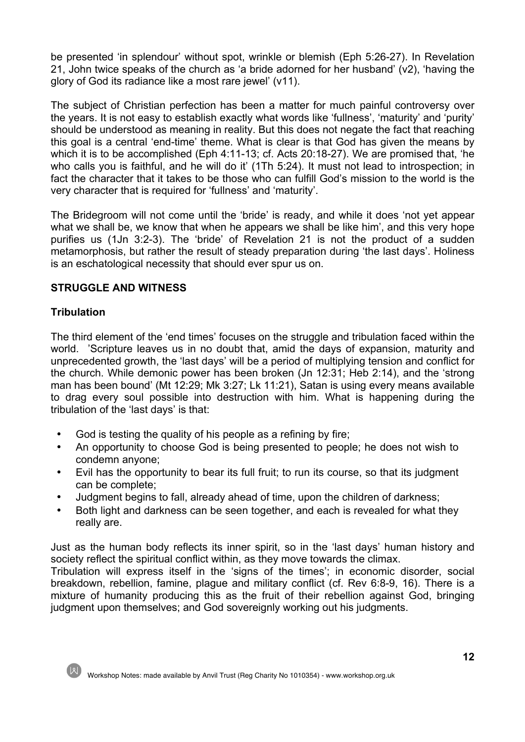be presented 'in splendour' without spot, wrinkle or blemish (Eph 5:26-27). In Revelation 21, John twice speaks of the church as 'a bride adorned for her husband' (v2), 'having the glory of God its radiance like a most rare jewel' (v11).

The subject of Christian perfection has been a matter for much painful controversy over the years. It is not easy to establish exactly what words like 'fullness', 'maturity' and 'purity' should be understood as meaning in reality. But this does not negate the fact that reaching this goal is a central 'end-time' theme. What is clear is that God has given the means by which it is to be accomplished (Eph 4:11-13; cf. Acts 20:18-27). We are promised that, 'he who calls you is faithful, and he will do it' (1Th 5:24). It must not lead to introspection; in fact the character that it takes to be those who can fulfill God's mission to the world is the very character that is required for 'fullness' and 'maturity'.

The Bridegroom will not come until the 'bride' is ready, and while it does 'not yet appear what we shall be, we know that when he appears we shall be like him', and this very hope purifies us (1Jn 3:2-3). The 'bride' of Revelation 21 is not the product of a sudden metamorphosis, but rather the result of steady preparation during 'the last days'. Holiness is an eschatological necessity that should ever spur us on.

## STRUGGLE AND WITNESS

### Tribulation

The third element of the 'end times' focuses on the struggle and tribulation faced within the world. 'Scripture leaves us in no doubt that, amid the days of expansion, maturity and unprecedented growth, the 'last days' will be a period of multiplying tension and conflict for the church. While demonic power has been broken (Jn 12:31; Heb 2:14), and the 'strong man has been bound' (Mt 12:29; Mk 3:27; Lk 11:21), Satan is using every means available to drag every soul possible into destruction with him. What is happening during the tribulation of the 'last days' is that:

- God is testing the quality of his people as a refining by fire;
- An opportunity to choose God is being presented to people; he does not wish to condemn anyone;
- Evil has the opportunity to bear its full fruit; to run its course, so that its judgment can be complete;
- Judgment begins to fall, already ahead of time, upon the children of darkness;
- Both light and darkness can be seen together, and each is revealed for what they really are.

Just as the human body reflects its inner spirit, so in the 'last days' human history and society reflect the spiritual conflict within, as they move towards the climax.
Tribulation will express itself in the 'signs of the times'; in economic disorder, social breakdown, rebellion, famine, plague and military conflict (cf. Rev 6:8-9, 16). There is a mixture of humanity producing this as the fruit of their rebellion against God, bringing judgment upon themselves; and God sovereignly working out his judgments.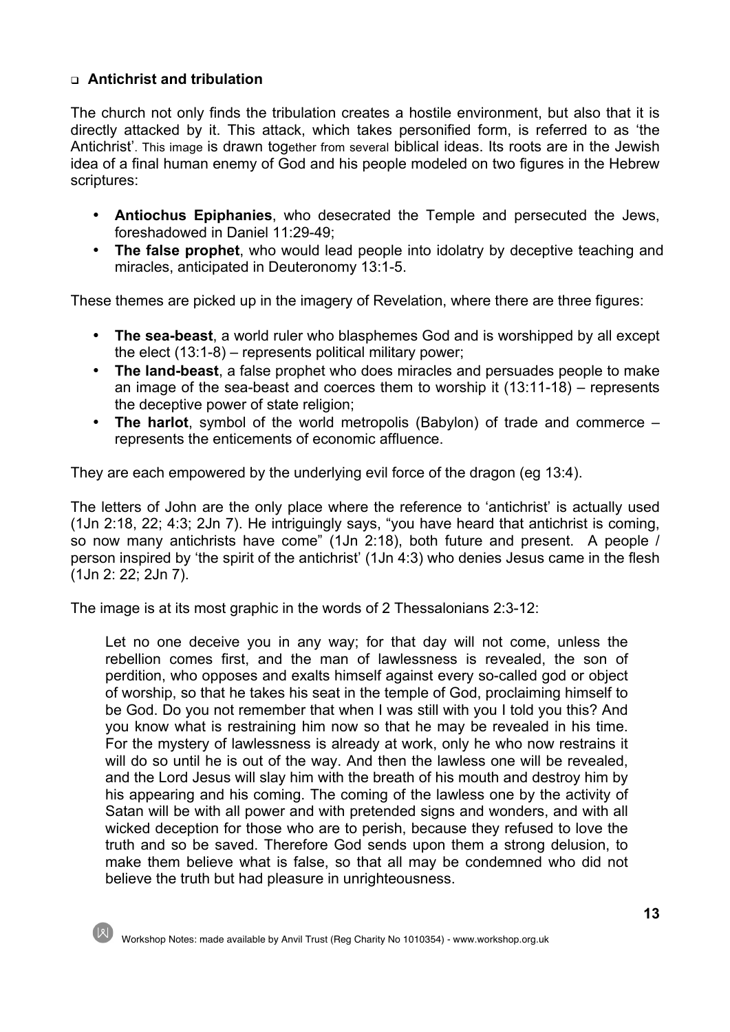- **Antichrist and tribulation**

The church not only finds the tribulation creates a hostile environment, but also that it is directly attacked by it. This attack, which takes personified form, is referred to as 'the Antichrist'. This image is drawn together from several biblical ideas. Its roots are in the Jewish idea of a final human enemy of God and his people modeled on two figures in the Hebrew scriptures:

- **Antiochus Epiphanies**, who desecrated the Temple and persecuted the Jews, foreshadowed in Daniel 11:29-49;
- **The false prophet**, who would lead people into idolatry by deceptive teaching and miracles, anticipated in Deuteronomy 13:1-5.

These themes are picked up in the imagery of Revelation, where there are three figures:

- **The sea-beast**, a world ruler who blasphemes God and is worshipped by all except the elect (13:1-8) – represents political military power;
- **The land-beast**, a false prophet who does miracles and persuades people to make an image of the sea-beast and coerces them to worship it (13:11-18) – represents the deceptive power of state religion;
- **The harlot**, symbol of the world metropolis (Babylon) of trade and commerce – represents the enticements of economic affluence.

They are each empowered by the underlying evil force of the dragon (eg 13:4).

The letters of John are the only place where the reference to 'antichrist' is actually used (1Jn 2:18, 22; 4:3; 2Jn 7). He intriguingly says, "you have heard that antichrist is coming, so now many antichrists have come" (1Jn 2:18), both future and present. A people / person inspired by 'the spirit of the antichrist' (1Jn 4:3) who denies Jesus came in the flesh (1Jn 2: 22; 2Jn 7).

The image is at its most graphic in the words of 2 Thessalonians 2:3-12:

> Let no one deceive you in any way; for that day will not come, unless the rebellion comes first, and the man of lawlessness is revealed, the son of perdition, who opposes and exalts himself against every so-called god or object of worship, so that he takes his seat in the temple of God, proclaiming himself to be God. Do you not remember that when I was still with you I told you this? And you know what is restraining him now so that he may be revealed in his time. For the mystery of lawlessness is already at work, only he who now restrains it will do so until he is out of the way. And then the lawless one will be revealed, and the Lord Jesus will slay him with the breath of his mouth and destroy him by his appearing and his coming. The coming of the lawless one by the activity of Satan will be with all power and with pretended signs and wonders, and with all wicked deception for those who are to perish, because they refused to love the truth and so be saved. Therefore God sends upon them a strong delusion, to make them believe what is false, so that all may be condemned who did not believe the truth but had pleasure in unrighteousness.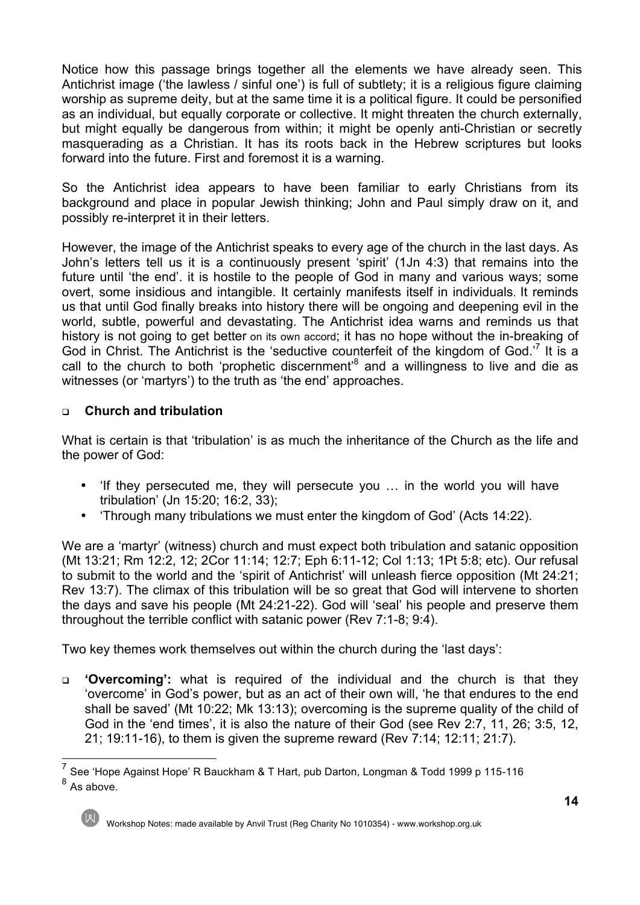Notice how this passage brings together all the elements we have already seen. This Antichrist image ('the lawless / sinful one') is full of subtlety; it is a religious figure claiming worship as supreme deity, but at the same time it is a political figure. It could be personified as an individual, but equally corporate or collective. It might threaten the church externally, but might equally be dangerous from within; it might be openly anti-Christian or secretly masquerading as a Christian. It has its roots back in the Hebrew scriptures but looks forward into the future. First and foremost it is a warning.

So the Antichrist idea appears to have been familiar to early Christians from its background and place in popular Jewish thinking; John and Paul simply draw on it, and possibly re-interpret it in their letters.

However, the image of the Antichrist speaks to every age of the church in the last days. As John's letters tell us it is a continuously present 'spirit' (1Jn 4:3) that remains into the future until 'the end'. it is hostile to the people of God in many and various ways; some overt, some insidious and intangible. It certainly manifests itself in individuals. It reminds us that until God finally breaks into history there will be ongoing and deepening evil in the world, subtle, powerful and devastating. The Antichrist idea warns and reminds us that history is not going to get better on its own accord; it has no hope without the in-breaking of God in Christ. The Antichrist is the 'seductive counterfeit of the kingdom of God.'[7] It is a call to the church to both 'prophetic discernment'[8] and a willingness to live and die as witnesses (or 'martyrs') to the truth as 'the end' approaches.

- **Church and tribulation**

What is certain is that 'tribulation' is as much the inheritance of the Church as the life and the power of God:

- 'If they persecuted me, they will persecute you … in the world you will have tribulation' (Jn 15:20; 16:2, 33);
- 'Through many tribulations we must enter the kingdom of God' (Acts 14:22).

We are a 'martyr' (witness) church and must expect both tribulation and satanic opposition (Mt 13:21; Rm 12:2, 12; 2Cor 11:14; 12:7; Eph 6:11-12; Col 1:13; 1Pt 5:8; etc). Our refusal to submit to the world and the 'spirit of Antichrist' will unleash fierce opposition (Mt 24:21; Rev 13:7). The climax of this tribulation will be so great that God will intervene to shorten the days and save his people (Mt 24:21-22). God will 'seal' his people and preserve them throughout the terrible conflict with satanic power (Rev 7:1-8; 9:4).

Two key themes work themselves out within the church during the 'last days':

- **'Overcoming':** what is required of the individual and the church is that they 'overcome' in God's power, but as an act of their own will, 'he that endures to the end shall be saved' (Mt 10:22; Mk 13:13); overcoming is the supreme quality of the child of God in the 'end times', it is also the nature of their God (see Rev 2:7, 11, 26; 3:5, 12, 21; 19:11-16), to them is given the supreme reward (Rev 7:14; 12:11; 21:7).

---

[7] See 'Hope Against Hope' R Bauckham & T Hart, pub Darton, Longman & Todd 1999 p 115-116

[8] As above.

Workshop Notes: made available by Anvil Trust (Reg Charity No 1010354) - www.workshop.org.uk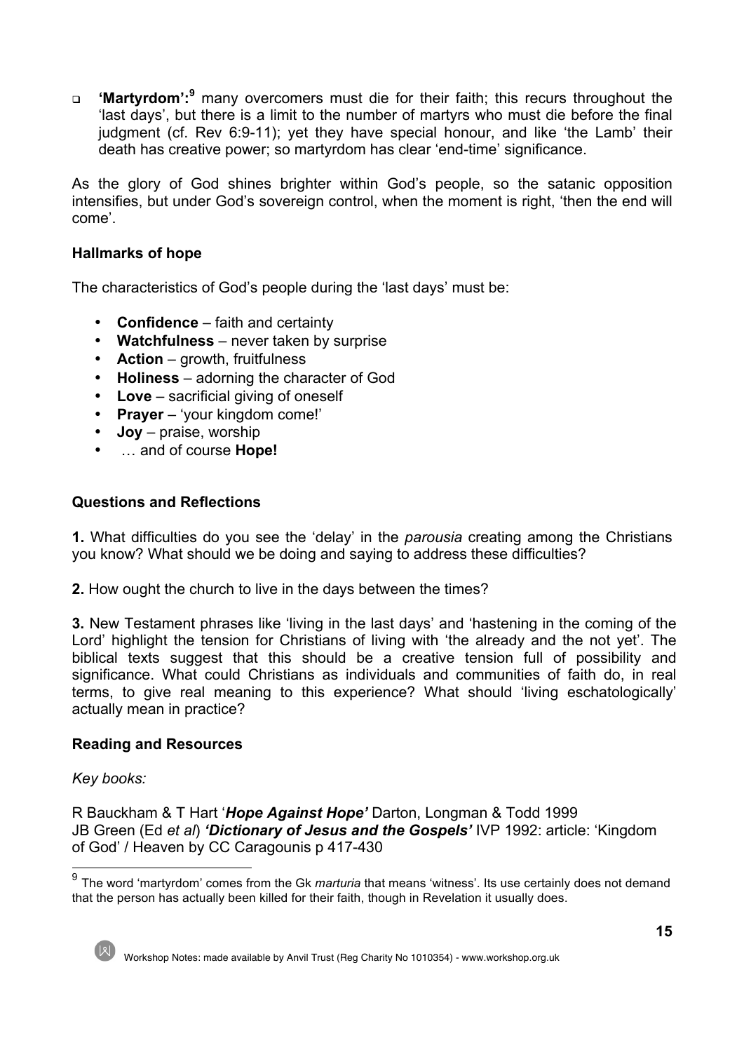- **'Martyrdom':**[9] many overcomers must die for their faith; this recurs throughout the 'last days', but there is a limit to the number of martyrs who must die before the final judgment (cf. Rev 6:9-11); yet they have special honour, and like 'the Lamb' their death has creative power; so martyrdom has clear 'end-time' significance.

As the glory of God shines brighter within God's people, so the satanic opposition intensifies, but under God's sovereign control, when the moment is right, 'then the end will come'.

### Hallmarks of hope

The characteristics of God's people during the 'last days' must be:

- **Confidence** – faith and certainty
- **Watchfulness** – never taken by surprise
- **Action** – growth, fruitfulness
- **Holiness** – adorning the character of God
- **Love** – sacrificial giving of oneself
- **Prayer** – 'your kingdom come!'
- **Joy** – praise, worship
- … and of course **Hope!**

### Questions and Reflections

**1.** What difficulties do you see the 'delay' in the *parousia* creating among the Christians you know? What should we be doing and saying to address these difficulties?

**2.** How ought the church to live in the days between the times?

**3.** New Testament phrases like 'living in the last days' and 'hastening in the coming of the Lord' highlight the tension for Christians of living with 'the already and the not yet'. The biblical texts suggest that this should be a creative tension full of possibility and significance. What could Christians as individuals and communities of faith do, in real terms, to give real meaning to this experience? What should 'living eschatologically' actually mean in practice?

### Reading and Resources

*Key books:*

R Bauckham & T Hart '***Hope Against Hope'*** Darton, Longman & Todd 1999
JB Green (Ed *et al*) ***'Dictionary of Jesus and the Gospels'*** IVP 1992: article: 'Kingdom of God' / Heaven by CC Caragounis p 417-430

---

[9] The word 'martyrdom' comes from the Gk *marturia* that means 'witness'. Its use certainly does not demand that the person has actually been killed for their faith, though in Revelation it usually does.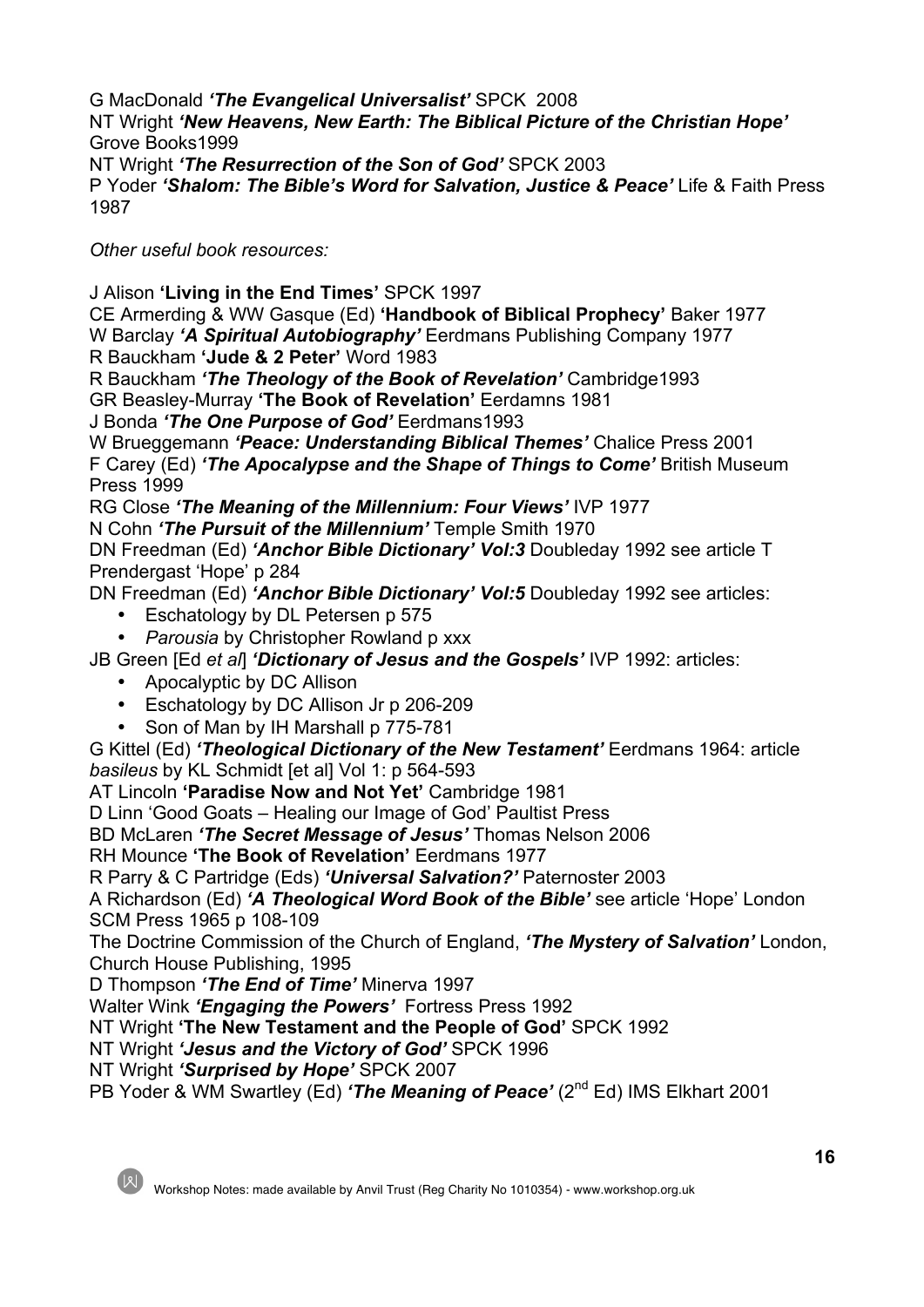G MacDonald ***'The Evangelical Universalist'*** SPCK 2008
NT Wright ***'New Heavens, New Earth: The Biblical Picture of the Christian Hope'*** Grove Books1999
NT Wright ***'The Resurrection of the Son of God'*** SPCK 2003
P Yoder ***'Shalom: The Bible's Word for Salvation, Justice & Peace'*** Life & Faith Press 1987

*Other useful book resources:*

J Alison **'Living in the End Times'** SPCK 1997
CE Armerding & WW Gasque (Ed) **'Handbook of Biblical Prophecy'** Baker 1977
W Barclay ***'A Spiritual Autobiography'*** Eerdmans Publishing Company 1977
R Bauckham **'Jude & 2 Peter'** Word 1983
R Bauckham ***'The Theology of the Book of Revelation'*** Cambridge1993
GR Beasley-Murray **'The Book of Revelation'** Eerdamns 1981
J Bonda ***'The One Purpose of God'*** Eerdmans1993
W Brueggemann ***'Peace: Understanding Biblical Themes'*** Chalice Press 2001
F Carey (Ed) ***'The Apocalypse and the Shape of Things to Come'*** British Museum Press 1999
RG Close ***'The Meaning of the Millennium: Four Views'*** IVP 1977
N Cohn ***'The Pursuit of the Millennium'*** Temple Smith 1970
DN Freedman (Ed) ***'Anchor Bible Dictionary' Vol:3*** Doubleday 1992 see article T Prendergast 'Hope' p 284
DN Freedman (Ed) ***'Anchor Bible Dictionary' Vol:5*** Doubleday 1992 see articles:

- Eschatology by DL Petersen p 575
- *Parousia* by Christopher Rowland p xxx

JB Green [Ed *et al*] ***'Dictionary of Jesus and the Gospels'*** IVP 1992: articles:

- Apocalyptic by DC Allison
- Eschatology by DC Allison Jr p 206-209
- Son of Man by IH Marshall p 775-781

G Kittel (Ed) ***'Theological Dictionary of the New Testament'*** Eerdmans 1964: article *basileus* by KL Schmidt [et al] Vol 1: p 564-593
AT Lincoln **'Paradise Now and Not Yet'** Cambridge 1981
D Linn 'Good Goats – Healing our Image of God' Paultist Press
BD McLaren ***'The Secret Message of Jesus'*** Thomas Nelson 2006
RH Mounce **'The Book of Revelation'** Eerdmans 1977
R Parry & C Partridge (Eds) ***'Universal Salvation?'*** Paternoster 2003
A Richardson (Ed) ***'A Theological Word Book of the Bible'*** see article 'Hope' London SCM Press 1965 p 108-109
The Doctrine Commission of the Church of England, ***'The Mystery of Salvation'*** London, Church House Publishing, 1995
D Thompson ***'The End of Time'*** Minerva 1997
Walter Wink ***'Engaging the Powers'*** Fortress Press 1992
NT Wright **'The New Testament and the People of God'** SPCK 1992
NT Wright ***'Jesus and the Victory of God'*** SPCK 1996
NT Wright ***'Surprised by Hope'*** SPCK 2007
PB Yoder & WM Swartley (Ed) ***'The Meaning of Peace'*** (2nd Ed) IMS Elkhart 2001

Workshop Notes: made available by Anvil Trust (Reg Charity No 1010354) - www.workshop.org.uk